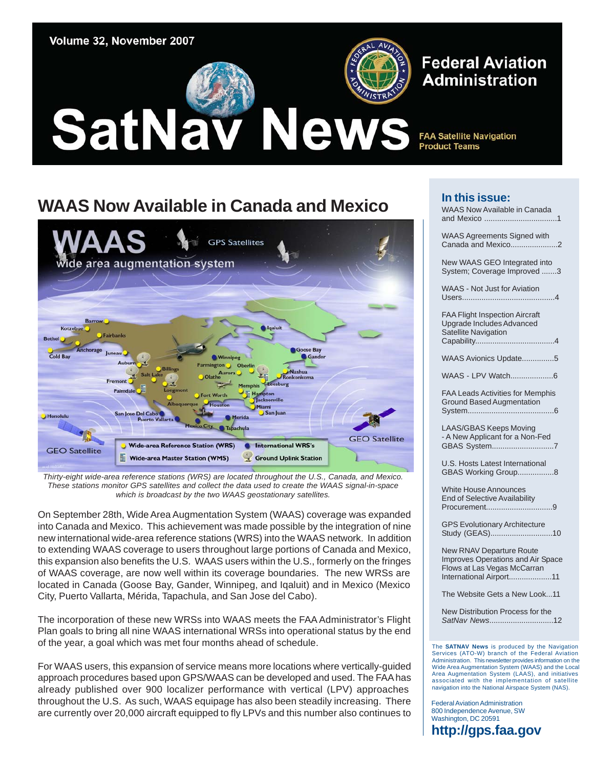Volume 32, November 2007

# SatNav News

**Federal Aviation Administration**

FAA Satellite Navigation Product Teams

## WAAS Now Available in Canada and Mexico

*Thirty-eight wide-area reference stations (WRS) are located throughout the U.S., Canada, and Mexico. These stations monitor GPS satellites and collect the data used to create the WAAS signal-in-space which is broadcast by the two WAAS geostationary satellites.*

On September 28th, Wide Area Augmentation System (WAAS) coverage was expanded into Canada and Mexico. This achievement was made possible by the integration of nine new international wide-area reference stations (WRS) into the WAAS network. In addition to extending WAAS coverage to users throughout large portions of Canada and Mexico, this expansion also benefits the U.S. WAAS users within the U.S., formerly on the fringes of WAAS coverage, are now well within its coverage boundaries. The new WRSs are located in Canada (Goose Bay, Gander, Winnipeg, and Iqaluit) and in Mexico (Mexico City, Puerto Vallarta, Mérida, Tapachula, and San Jose del Cabo).

The incorporation of these new WRSs into WAAS meets the FAA Administrator's Flight Plan goals to bring all nine WAAS international WRSs into operational status by the end of the year, a goal which was met four months ahead of schedule.

For WAAS users, this expansion of service means more locations where vertically-guided approach procedures based upon GPS/WAAS can be developed and used. The FAA has already published over 900 localizer performance with vertical (LPV) approaches throughout the U.S. As such, WAAS equipage has also been steadily increasing. There are currently over 20,000 aircraft equipped to fly LPVs and this number also continues to

### In this issue:

- WAAS Now Available in Canada and Mexico ....1
- WAAS Agreements Signed with Canada and Mexico....2
- New WAAS GEO Integrated into System; Coverage Improved ....3
- WAAS - Not Just for Aviation Users....4
- FAA Flight Inspection Aircraft Upgrade Includes Advanced Satellite Navigation Capability....4
- WAAS Avionics Update....5
- WAAS - LPV Watch....6
- FAA Leads Activities for Memphis Ground Based Augmentation System....6
- LAAS/GBAS Keeps Moving - A New Applicant for a Non-Fed GBAS System....7
- U.S. Hosts Latest International GBAS Working Group....8
- White House Announces End of Selective Availability Procurement....9
- GPS Evolutionary Architecture Study (GEAS)....10
- New RNAV Departure Route Improves Operations and Air Space Flows at Las Vegas McCarran International Airport....11
- The Website Gets a New Look...11
- New Distribution Process for the *SatNav News*....12

The **SATNAV News** is produced by the Navigation Services (ATO-W) branch of the Federal Aviation Administration. This newsletter provides information on the Wide Area Augmentation System (WAAS) and the Local Area Augmentation System (LAAS), and initiatives associated with the implementation of satellite navigation into the National Airspace System (NAS).

Federal Aviation Administration
800 Independence Avenue, SW
Washington, DC 20591

**http://gps.faa.gov**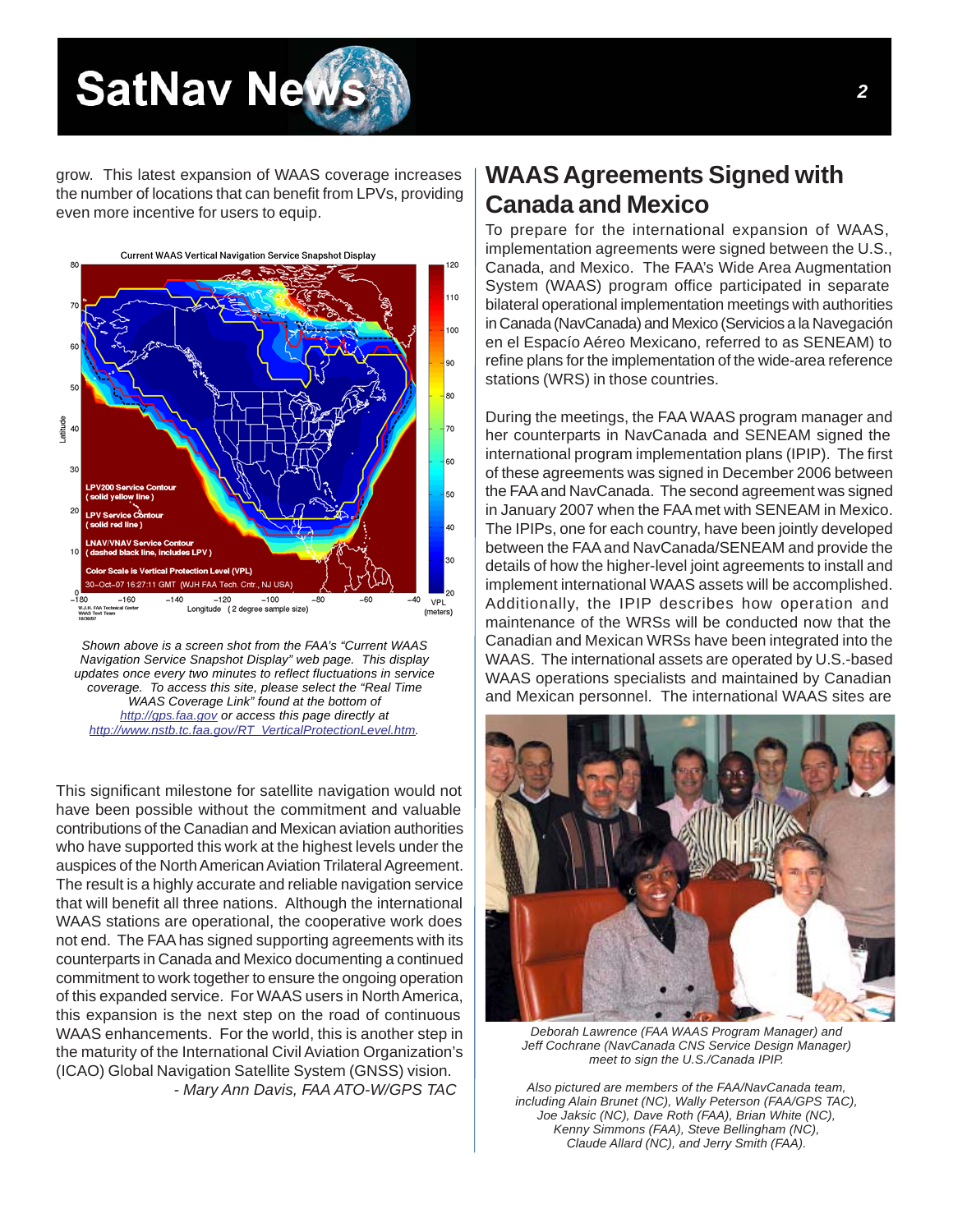grow. This latest expansion of WAAS coverage increases the number of locations that can benefit from LPVs, providing even more incentive for users to equip.

*Shown above is a screen shot from the FAA's "Current WAAS Navigation Service Snapshot Display" web page. This display updates once every two minutes to reflect fluctuations in service coverage. To access this site, please select the "Real Time WAAS Coverage Link" found at the bottom of [http://gps.faa.gov](http://gps.faa.gov) or access this page directly at [http://www.nstb.tc.faa.gov/RT_VerticalProtectionLevel.htm](http://www.nstb.tc.faa.gov/RT_VerticalProtectionLevel.htm).*

This significant milestone for satellite navigation would not have been possible without the commitment and valuable contributions of the Canadian and Mexican aviation authorities who have supported this work at the highest levels under the auspices of the North American Aviation Trilateral Agreement. The result is a highly accurate and reliable navigation service that will benefit all three nations. Although the international WAAS stations are operational, the cooperative work does not end. The FAA has signed supporting agreements with its counterparts in Canada and Mexico documenting a continued commitment to work together to ensure the ongoing operation of this expanded service. For WAAS users in North America, this expansion is the next step on the road of continuous WAAS enhancements. For the world, this is another step in the maturity of the International Civil Aviation Organization's (ICAO) Global Navigation Satellite System (GNSS) vision.

*- Mary Ann Davis, FAA ATO-W/GPS TAC*

## WAAS Agreements Signed with Canada and Mexico

To prepare for the international expansion of WAAS, implementation agreements were signed between the U.S., Canada, and Mexico. The FAA's Wide Area Augmentation System (WAAS) program office participated in separate bilateral operational implementation meetings with authorities in Canada (NavCanada) and Mexico (Servicios a la Navegación en el Espacío Aéreo Mexicano, referred to as SENEAM) to refine plans for the implementation of the wide-area reference stations (WRS) in those countries.

During the meetings, the FAA WAAS program manager and her counterparts in NavCanada and SENEAM signed the international program implementation plans (IPIP). The first of these agreements was signed in December 2006 between the FAA and NavCanada. The second agreement was signed in January 2007 when the FAA met with SENEAM in Mexico. The IPIPs, one for each country, have been jointly developed between the FAA and NavCanada/SENEAM and provide the details of how the higher-level joint agreements to install and implement international WAAS assets will be accomplished. Additionally, the IPIP describes how operation and maintenance of the WRSs will be conducted now that the Canadian and Mexican WRSs have been integrated into the WAAS. The international assets are operated by U.S.-based WAAS operations specialists and maintained by Canadian and Mexican personnel. The international WAAS sites are

*Deborah Lawrence (FAA WAAS Program Manager) and Jeff Cochrane (NavCanada CNS Service Design Manager) meet to sign the U.S./Canada IPIP.*

*Also pictured are members of the FAA/NavCanada team, including Alain Brunet (NC), Wally Peterson (FAA/GPS TAC), Joe Jaksic (NC), Dave Roth (FAA), Brian White (NC), Kenny Simmons (FAA), Steve Bellingham (NC), Claude Allard (NC), and Jerry Smith (FAA).*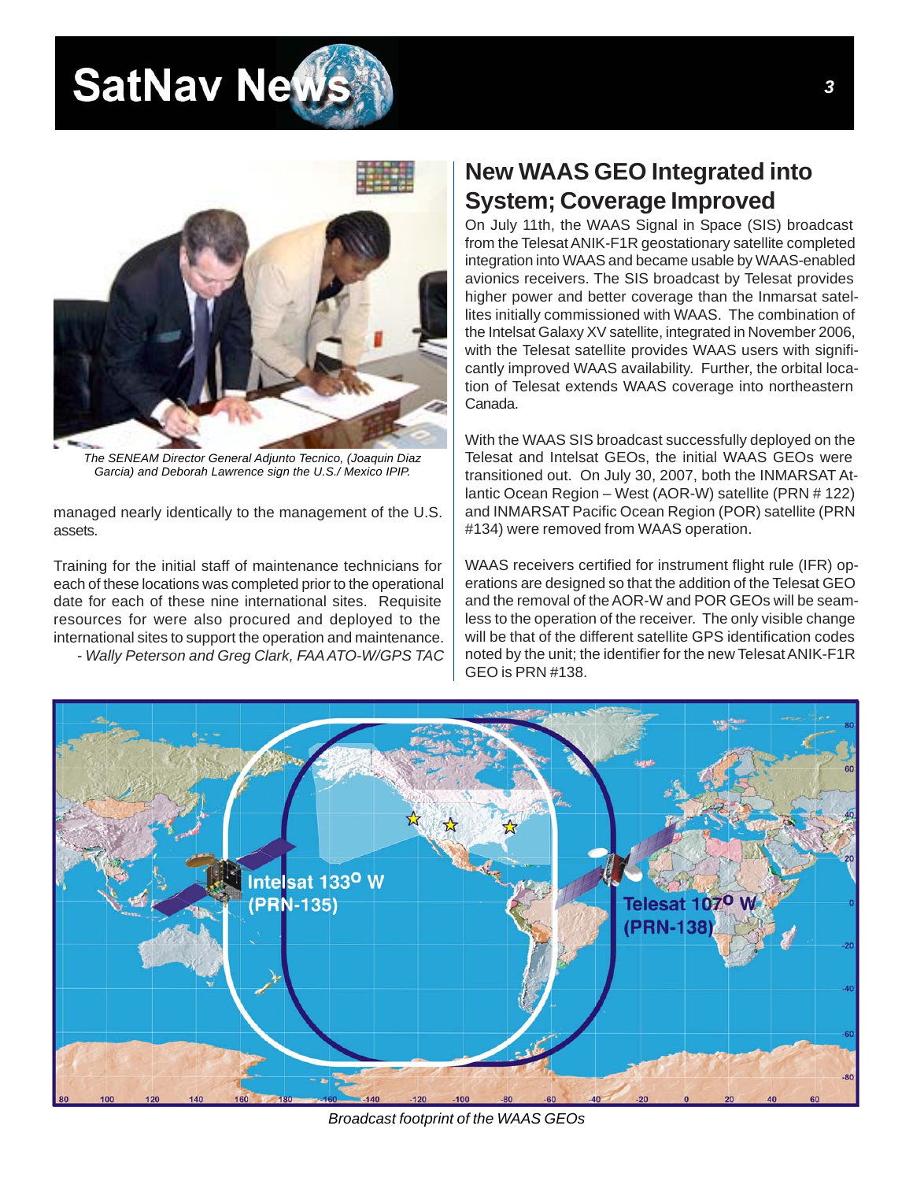*The SENEAM Director General Adjunto Tecnico, (Joaquin Diaz Garcia) and Deborah Lawrence sign the U.S./ Mexico IPIP.*

managed nearly identically to the management of the U.S. assets.

Training for the initial staff of maintenance technicians for each of these locations was completed prior to the operational date for each of these nine international sites. Requisite resources for were also procured and deployed to the international sites to support the operation and maintenance.

*- Wally Peterson and Greg Clark, FAA ATO-W/GPS TAC*

## New WAAS GEO Integrated into System; Coverage Improved

On July 11th, the WAAS Signal in Space (SIS) broadcast from the Telesat ANIK-F1R geostationary satellite completed integration into WAAS and became usable by WAAS-enabled avionics receivers. The SIS broadcast by Telesat provides higher power and better coverage than the Inmarsat satellites initially commissioned with WAAS. The combination of the Intelsat Galaxy XV satellite, integrated in November 2006, with the Telesat satellite provides WAAS users with significantly improved WAAS availability. Further, the orbital location of Telesat extends WAAS coverage into northeastern Canada.

With the WAAS SIS broadcast successfully deployed on the Telesat and Intelsat GEOs, the initial WAAS GEOs were transitioned out. On July 30, 2007, both the INMARSAT Atlantic Ocean Region – West (AOR-W) satellite (PRN # 122) and INMARSAT Pacific Ocean Region (POR) satellite (PRN #134) were removed from WAAS operation.

WAAS receivers certified for instrument flight rule (IFR) operations are designed so that the addition of the Telesat GEO and the removal of the AOR-W and POR GEOs will be seamless to the operation of the receiver. The only visible change will be that of the different satellite GPS identification codes noted by the unit; the identifier for the new Telesat ANIK-F1R GEO is PRN #138.

*Broadcast footprint of the WAAS GEOs*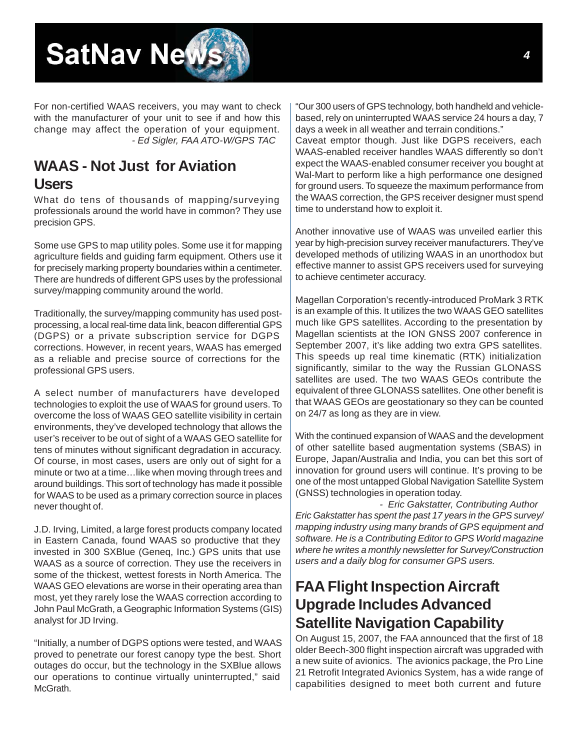For non-certified WAAS receivers, you may want to check with the manufacturer of your unit to see if and how this change may affect the operation of your equipment.

*- Ed Sigler, FAA ATO-W/GPS TAC*

## WAAS - Not Just for Aviation Users

What do tens of thousands of mapping/surveying professionals around the world have in common? They use precision GPS.

Some use GPS to map utility poles. Some use it for mapping agriculture fields and guiding farm equipment. Others use it for precisely marking property boundaries within a centimeter. There are hundreds of different GPS uses by the professional survey/mapping community around the world.

Traditionally, the survey/mapping community has used post-processing, a local real-time data link, beacon differential GPS (DGPS) or a private subscription service for DGPS corrections. However, in recent years, WAAS has emerged as a reliable and precise source of corrections for the professional GPS users.

A select number of manufacturers have developed technologies to exploit the use of WAAS for ground users. To overcome the loss of WAAS GEO satellite visibility in certain environments, they've developed technology that allows the user's receiver to be out of sight of a WAAS GEO satellite for tens of minutes without significant degradation in accuracy. Of course, in most cases, users are only out of sight for a minute or two at a time…like when moving through trees and around buildings. This sort of technology has made it possible for WAAS to be used as a primary correction source in places never thought of.

J.D. Irving, Limited, a large forest products company located in Eastern Canada, found WAAS so productive that they invested in 300 SXBlue (Geneq, Inc.) GPS units that use WAAS as a source of correction. They use the receivers in some of the thickest, wettest forests in North America. The WAAS GEO elevations are worse in their operating area than most, yet they rarely lose the WAAS correction according to John Paul McGrath, a Geographic Information Systems (GIS) analyst for JD Irving.

"Initially, a number of DGPS options were tested, and WAAS proved to penetrate our forest canopy type the best. Short outages do occur, but the technology in the SXBlue allows our operations to continue virtually uninterrupted," said McGrath.

"Our 300 users of GPS technology, both handheld and vehicle-based, rely on uninterrupted WAAS service 24 hours a day, 7 days a week in all weather and terrain conditions."

Caveat emptor though. Just like DGPS receivers, each WAAS-enabled receiver handles WAAS differently so don't expect the WAAS-enabled consumer receiver you bought at Wal-Mart to perform like a high performance one designed for ground users. To squeeze the maximum performance from the WAAS correction, the GPS receiver designer must spend time to understand how to exploit it.

Another innovative use of WAAS was unveiled earlier this year by high-precision survey receiver manufacturers. They've developed methods of utilizing WAAS in an unorthodox but effective manner to assist GPS receivers used for surveying to achieve centimeter accuracy.

Magellan Corporation's recently-introduced ProMark 3 RTK is an example of this. It utilizes the two WAAS GEO satellites much like GPS satellites. According to the presentation by Magellan scientists at the ION GNSS 2007 conference in September 2007, it's like adding two extra GPS satellites. This speeds up real time kinematic (RTK) initialization significantly, similar to the way the Russian GLONASS satellites are used. The two WAAS GEOs contribute the equivalent of three GLONASS satellites. One other benefit is that WAAS GEOs are geostationary so they can be counted on 24/7 as long as they are in view.

With the continued expansion of WAAS and the development of other satellite based augmentation systems (SBAS) in Europe, Japan/Australia and India, you can bet this sort of innovation for ground users will continue. It's proving to be one of the most untapped Global Navigation Satellite System (GNSS) technologies in operation today.

*- Eric Gakstatter, Contributing Author*

*Eric Gakstatter has spent the past 17 years in the GPS survey/mapping industry using many brands of GPS equipment and software. He is a Contributing Editor to GPS World magazine where he writes a monthly newsletter for Survey/Construction users and a daily blog for consumer GPS users.*

## FAA Flight Inspection Aircraft Upgrade Includes Advanced Satellite Navigation Capability

On August 15, 2007, the FAA announced that the first of 18 older Beech-300 flight inspection aircraft was upgraded with a new suite of avionics. The avionics package, the Pro Line 21 Retrofit Integrated Avionics System, has a wide range of capabilities designed to meet both current and future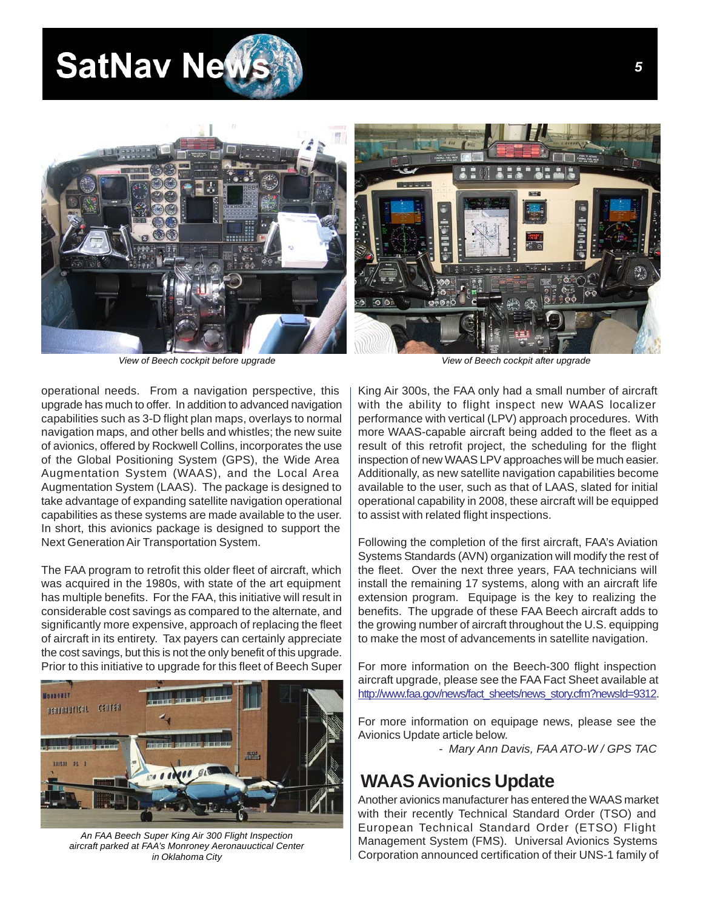View of Beech cockpit before upgrade

View of Beech cockpit after upgrade

operational needs. From a navigation perspective, this upgrade has much to offer. In addition to advanced navigation capabilities such as 3-D flight plan maps, overlays to normal navigation maps, and other bells and whistles; the new suite of avionics, offered by Rockwell Collins, incorporates the use of the Global Positioning System (GPS), the Wide Area Augmentation System (WAAS), and the Local Area Augmentation System (LAAS). The package is designed to take advantage of expanding satellite navigation operational capabilities as these systems are made available to the user. In short, this avionics package is designed to support the Next Generation Air Transportation System.

The FAA program to retrofit this older fleet of aircraft, which was acquired in the 1980s, with state of the art equipment has multiple benefits. For the FAA, this initiative will result in considerable cost savings as compared to the alternate, and significantly more expensive, approach of replacing the fleet of aircraft in its entirety. Tax payers can certainly appreciate the cost savings, but this is not the only benefit of this upgrade. Prior to this initiative to upgrade for this fleet of Beech Super King Air 300s, the FAA only had a small number of aircraft with the ability to flight inspect new WAAS localizer performance with vertical (LPV) approach procedures. With more WAAS-capable aircraft being added to the fleet as a result of this retrofit project, the scheduling for the flight inspection of new WAAS LPV approaches will be much easier. Additionally, as new satellite navigation capabilities become available to the user, such as that of LAAS, slated for initial operational capability in 2008, these aircraft will be equipped to assist with related flight inspections.

An FAA Beech Super King Air 300 Flight Inspection aircraft parked at FAA's Monroney Aeronauuctical Center in Oklahoma City

Following the completion of the first aircraft, FAA's Aviation Systems Standards (AVN) organization will modify the rest of the fleet. Over the next three years, FAA technicians will install the remaining 17 systems, along with an aircraft life extension program. Equipage is the key to realizing the benefits. The upgrade of these FAA Beech aircraft adds to the growing number of aircraft throughout the U.S. equipping to make the most of advancements in satellite navigation.

For more information on the Beech-300 flight inspection aircraft upgrade, please see the FAA Fact Sheet available at http://www.faa.gov/news/fact_sheets/news_story.cfm?newsId=9312.

For more information on equipage news, please see the Avionics Update article below.

*- Mary Ann Davis, FAA ATO-W / GPS TAC*

## WAAS Avionics Update

Another avionics manufacturer has entered the WAAS market with their recently Technical Standard Order (TSO) and European Technical Standard Order (ETSO) Flight Management System (FMS). Universal Avionics Systems Corporation announced certification of their UNS-1 family of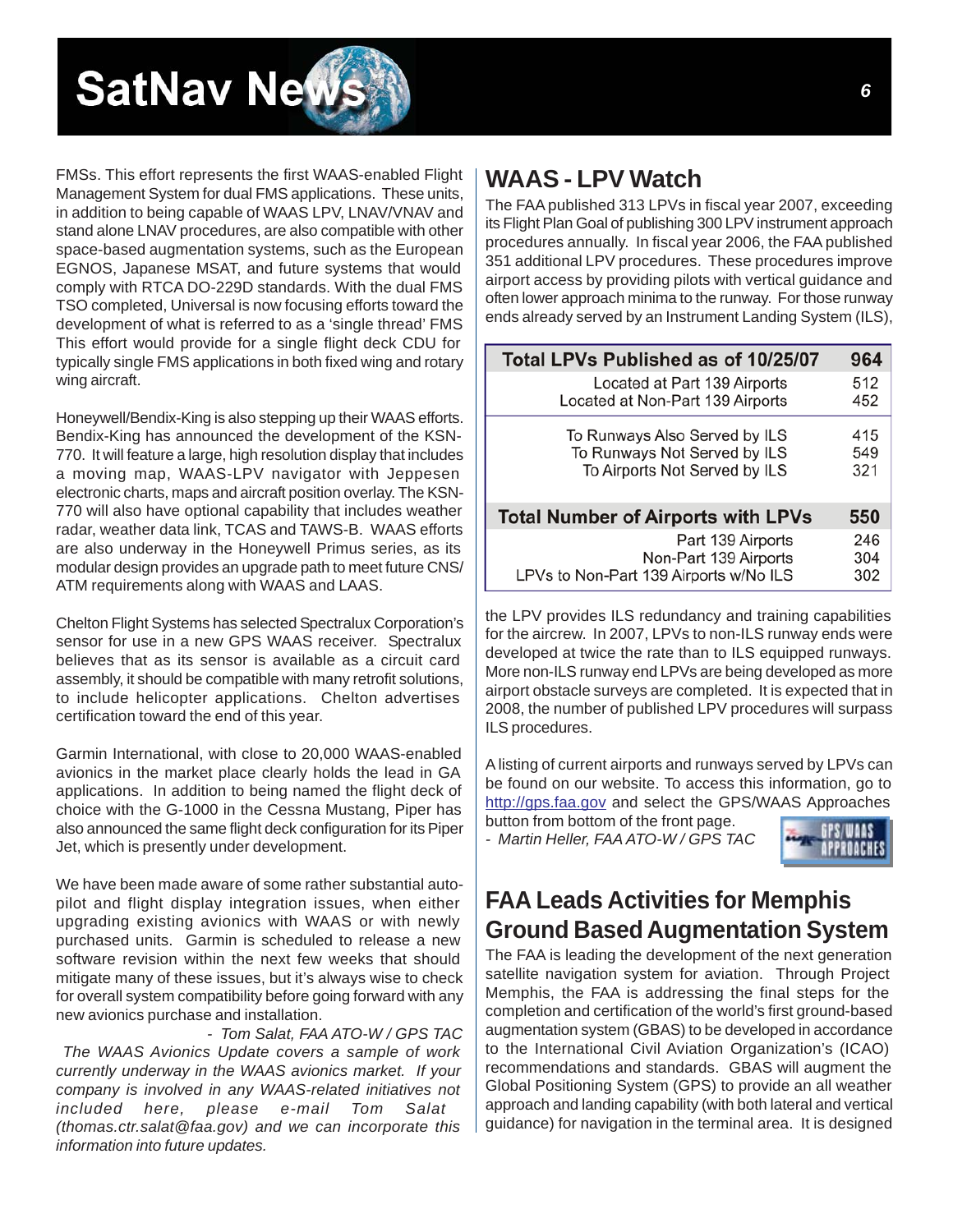FMSs. This effort represents the first WAAS-enabled Flight Management System for dual FMS applications. These units, in addition to being capable of WAAS LPV, LNAV/VNAV and stand alone LNAV procedures, are also compatible with other space-based augmentation systems, such as the European EGNOS, Japanese MSAT, and future systems that would comply with RTCA DO-229D standards. With the dual FMS TSO completed, Universal is now focusing efforts toward the development of what is referred to as a 'single thread' FMS This effort would provide for a single flight deck CDU for typically single FMS applications in both fixed wing and rotary wing aircraft.

Honeywell/Bendix-King is also stepping up their WAAS efforts. Bendix-King has announced the development of the KSN-770. It will feature a large, high resolution display that includes a moving map, WAAS-LPV navigator with Jeppesen electronic charts, maps and aircraft position overlay. The KSN-770 will also have optional capability that includes weather radar, weather data link, TCAS and TAWS-B. WAAS efforts are also underway in the Honeywell Primus series, as its modular design provides an upgrade path to meet future CNS/ATM requirements along with WAAS and LAAS.

Chelton Flight Systems has selected Spectralux Corporation's sensor for use in a new GPS WAAS receiver. Spectralux believes that as its sensor is available as a circuit card assembly, it should be compatible with many retrofit solutions, to include helicopter applications. Chelton advertises certification toward the end of this year.

Garmin International, with close to 20,000 WAAS-enabled avionics in the market place clearly holds the lead in GA applications. In addition to being named the flight deck of choice with the G-1000 in the Cessna Mustang, Piper has also announced the same flight deck configuration for its Piper Jet, which is presently under development.

We have been made aware of some rather substantial auto-pilot and flight display integration issues, when either upgrading existing avionics with WAAS or with newly purchased units. Garmin is scheduled to release a new software revision within the next few weeks that should mitigate many of these issues, but it's always wise to check for overall system compatibility before going forward with any new avionics purchase and installation.

*- Tom Salat, FAA ATO-W / GPS TAC*

*The WAAS Avionics Update covers a sample of work currently underway in the WAAS avionics market. If your company is involved in any WAAS-related initiatives not included here, please e-mail Tom Salat (thomas.ctr.salat@faa.gov) and we can incorporate this information into future updates.*

## WAAS - LPV Watch

The FAA published 313 LPVs in fiscal year 2007, exceeding its Flight Plan Goal of publishing 300 LPV instrument approach procedures annually. In fiscal year 2006, the FAA published 351 additional LPV procedures. These procedures improve airport access by providing pilots with vertical guidance and often lower approach minima to the runway. For those runway ends already served by an Instrument Landing System (ILS),

| **Total LPVs Published as of 10/25/07** | **964** |
|---|---|
| Located at Part 139 Airports | 512 |
| Located at Non-Part 139 Airports | 452 |
| To Runways Also Served by ILS | 415 |
| To Runways Not Served by ILS | 549 |
| To Airports Not Served by ILS | 321 |
| **Total Number of Airports with LPVs** | **550** |
| Part 139 Airports | 246 |
| Non-Part 139 Airports | 304 |
| LPVs to Non-Part 139 Airports w/No ILS | 302 |

the LPV provides ILS redundancy and training capabilities for the aircrew. In 2007, LPVs to non-ILS runway ends were developed at twice the rate than to ILS equipped runways. More non-ILS runway end LPVs are being developed as more airport obstacle surveys are completed. It is expected that in 2008, the number of published LPV procedures will surpass ILS procedures.

A listing of current airports and runways served by LPVs can be found on our website. To access this information, go to http://gps.faa.gov and select the GPS/WAAS Approaches button from bottom of the front page.

*- Martin Heller, FAA ATO-W / GPS TAC*

## FAA Leads Activities for Memphis Ground Based Augmentation System

The FAA is leading the development of the next generation satellite navigation system for aviation. Through Project Memphis, the FAA is addressing the final steps for the completion and certification of the world's first ground-based augmentation system (GBAS) to be developed in accordance to the International Civil Aviation Organization's (ICAO) recommendations and standards. GBAS will augment the Global Positioning System (GPS) to provide an all weather approach and landing capability (with both lateral and vertical guidance) for navigation in the terminal area. It is designed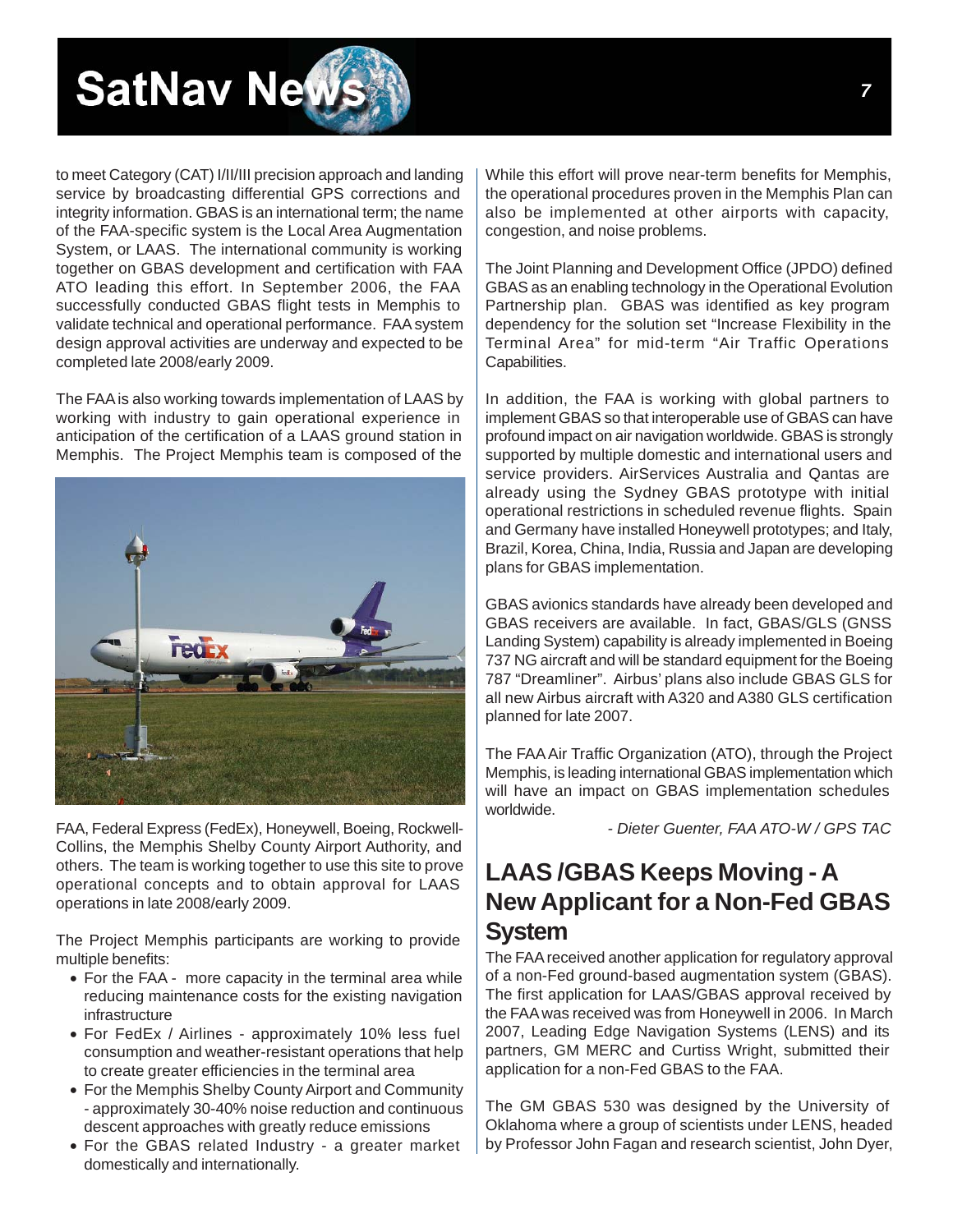to meet Category (CAT) I/II/III precision approach and landing service by broadcasting differential GPS corrections and integrity information. GBAS is an international term; the name of the FAA-specific system is the Local Area Augmentation System, or LAAS. The international community is working together on GBAS development and certification with FAA ATO leading this effort. In September 2006, the FAA successfully conducted GBAS flight tests in Memphis to validate technical and operational performance. FAA system design approval activities are underway and expected to be completed late 2008/early 2009.

The FAA is also working towards implementation of LAAS by working with industry to gain operational experience in anticipation of the certification of a LAAS ground station in Memphis. The Project Memphis team is composed of the FAA, Federal Express (FedEx), Honeywell, Boeing, Rockwell-Collins, the Memphis Shelby County Airport Authority, and others. The team is working together to use this site to prove operational concepts and to obtain approval for LAAS operations in late 2008/early 2009.

The Project Memphis participants are working to provide multiple benefits:

- For the FAA - more capacity in the terminal area while reducing maintenance costs for the existing navigation infrastructure
- For FedEx / Airlines - approximately 10% less fuel consumption and weather-resistant operations that help to create greater efficiencies in the terminal area
- For the Memphis Shelby County Airport and Community - approximately 30-40% noise reduction and continuous descent approaches with greatly reduce emissions
- For the GBAS related Industry - a greater market domestically and internationally.

While this effort will prove near-term benefits for Memphis, the operational procedures proven in the Memphis Plan can also be implemented at other airports with capacity, congestion, and noise problems.

The Joint Planning and Development Office (JPDO) defined GBAS as an enabling technology in the Operational Evolution Partnership plan. GBAS was identified as key program dependency for the solution set "Increase Flexibility in the Terminal Area" for mid-term "Air Traffic Operations Capabilities.

In addition, the FAA is working with global partners to implement GBAS so that interoperable use of GBAS can have profound impact on air navigation worldwide. GBAS is strongly supported by multiple domestic and international users and service providers. AirServices Australia and Qantas are already using the Sydney GBAS prototype with initial operational restrictions in scheduled revenue flights. Spain and Germany have installed Honeywell prototypes; and Italy, Brazil, Korea, China, India, Russia and Japan are developing plans for GBAS implementation.

GBAS avionics standards have already been developed and GBAS receivers are available. In fact, GBAS/GLS (GNSS Landing System) capability is already implemented in Boeing 737 NG aircraft and will be standard equipment for the Boeing 787 "Dreamliner". Airbus' plans also include GBAS GLS for all new Airbus aircraft with A320 and A380 GLS certification planned for late 2007.

The FAA Air Traffic Organization (ATO), through the Project Memphis, is leading international GBAS implementation which will have an impact on GBAS implementation schedules worldwide.

*- Dieter Guenter, FAA ATO-W / GPS TAC*

## LAAS /GBAS Keeps Moving - A New Applicant for a Non-Fed GBAS System

The FAA received another application for regulatory approval of a non-Fed ground-based augmentation system (GBAS). The first application for LAAS/GBAS approval received by the FAA was received was from Honeywell in 2006. In March 2007, Leading Edge Navigation Systems (LENS) and its partners, GM MERC and Curtiss Wright, submitted their application for a non-Fed GBAS to the FAA.

The GM GBAS 530 was designed by the University of Oklahoma where a group of scientists under LENS, headed by Professor John Fagan and research scientist, John Dyer,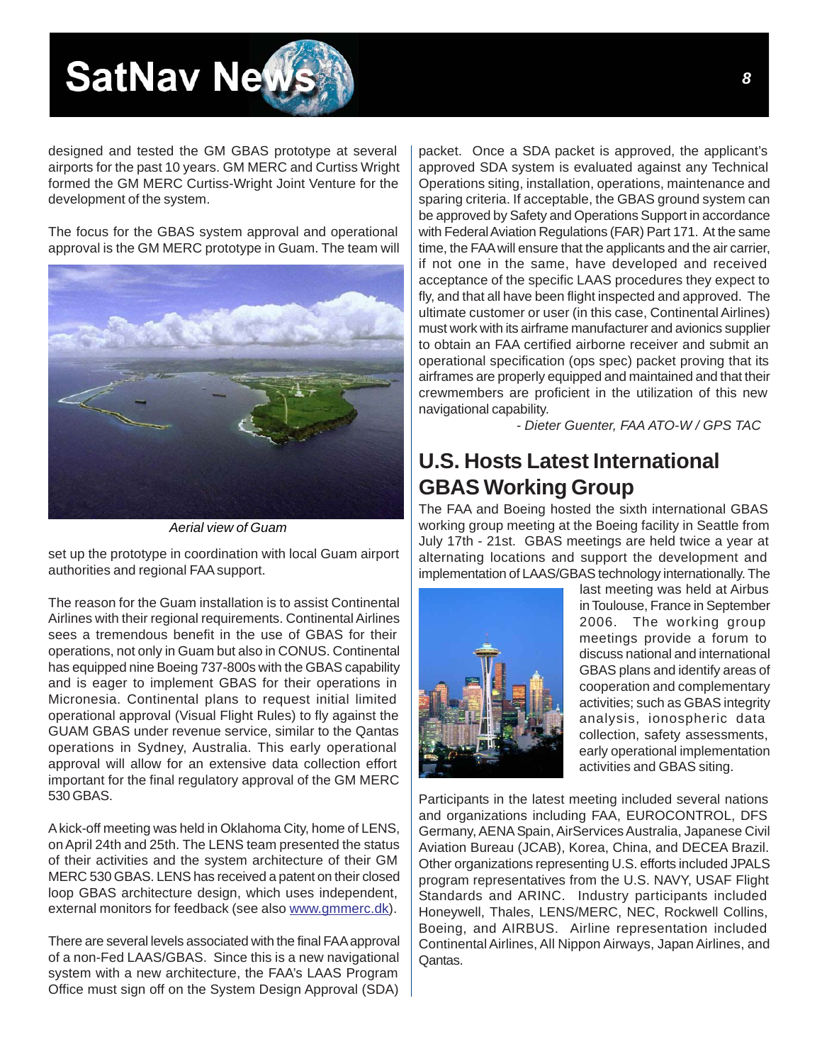designed and tested the GM GBAS prototype at several airports for the past 10 years. GM MERC and Curtiss Wright formed the GM MERC Curtiss-Wright Joint Venture for the development of the system.

The focus for the GBAS system approval and operational approval is the GM MERC prototype in Guam. The team will set up the prototype in coordination with local Guam airport authorities and regional FAA support.

*Aerial view of Guam*

The reason for the Guam installation is to assist Continental Airlines with their regional requirements. Continental Airlines sees a tremendous benefit in the use of GBAS for their operations, not only in Guam but also in CONUS. Continental has equipped nine Boeing 737-800s with the GBAS capability and is eager to implement GBAS for their operations in Micronesia. Continental plans to request initial limited operational approval (Visual Flight Rules) to fly against the GUAM GBAS under revenue service, similar to the Qantas operations in Sydney, Australia. This early operational approval will allow for an extensive data collection effort important for the final regulatory approval of the GM MERC 530 GBAS.

A kick-off meeting was held in Oklahoma City, home of LENS, on April 24th and 25th. The LENS team presented the status of their activities and the system architecture of their GM MERC 530 GBAS. LENS has received a patent on their closed loop GBAS architecture design, which uses independent, external monitors for feedback (see also www.gmmerc.dk).

There are several levels associated with the final FAA approval of a non-Fed LAAS/GBAS. Since this is a new navigational system with a new architecture, the FAA's LAAS Program Office must sign off on the System Design Approval (SDA) packet. Once a SDA packet is approved, the applicant's approved SDA system is evaluated against any Technical Operations siting, installation, operations, maintenance and sparing criteria. If acceptable, the GBAS ground system can be approved by Safety and Operations Support in accordance with Federal Aviation Regulations (FAR) Part 171. At the same time, the FAA will ensure that the applicants and the air carrier, if not one in the same, have developed and received acceptance of the specific LAAS procedures they expect to fly, and that all have been flight inspected and approved. The ultimate customer or user (in this case, Continental Airlines) must work with its airframe manufacturer and avionics supplier to obtain an FAA certified airborne receiver and submit an operational specification (ops spec) packet proving that its airframes are properly equipped and maintained and that their crewmembers are proficient in the utilization of this new navigational capability.

*- Dieter Guenter, FAA ATO-W / GPS TAC*

## U.S. Hosts Latest International GBAS Working Group

The FAA and Boeing hosted the sixth international GBAS working group meeting at the Boeing facility in Seattle from July 17th - 21st. GBAS meetings are held twice a year at alternating locations and support the development and implementation of LAAS/GBAS technology internationally. The last meeting was held at Airbus in Toulouse, France in September 2006. The working group meetings provide a forum to discuss national and international GBAS plans and identify areas of cooperation and complementary activities; such as GBAS integrity analysis, ionospheric data collection, safety assessments, early operational implementation activities and GBAS siting.

Participants in the latest meeting included several nations and organizations including FAA, EUROCONTROL, DFS Germany, AENA Spain, AirServices Australia, Japanese Civil Aviation Bureau (JCAB), Korea, China, and DECEA Brazil. Other organizations representing U.S. efforts included JPALS program representatives from the U.S. NAVY, USAF Flight Standards and ARINC. Industry participants included Honeywell, Thales, LENS/MERC, NEC, Rockwell Collins, Boeing, and AIRBUS. Airline representation included Continental Airlines, All Nippon Airways, Japan Airlines, and Qantas.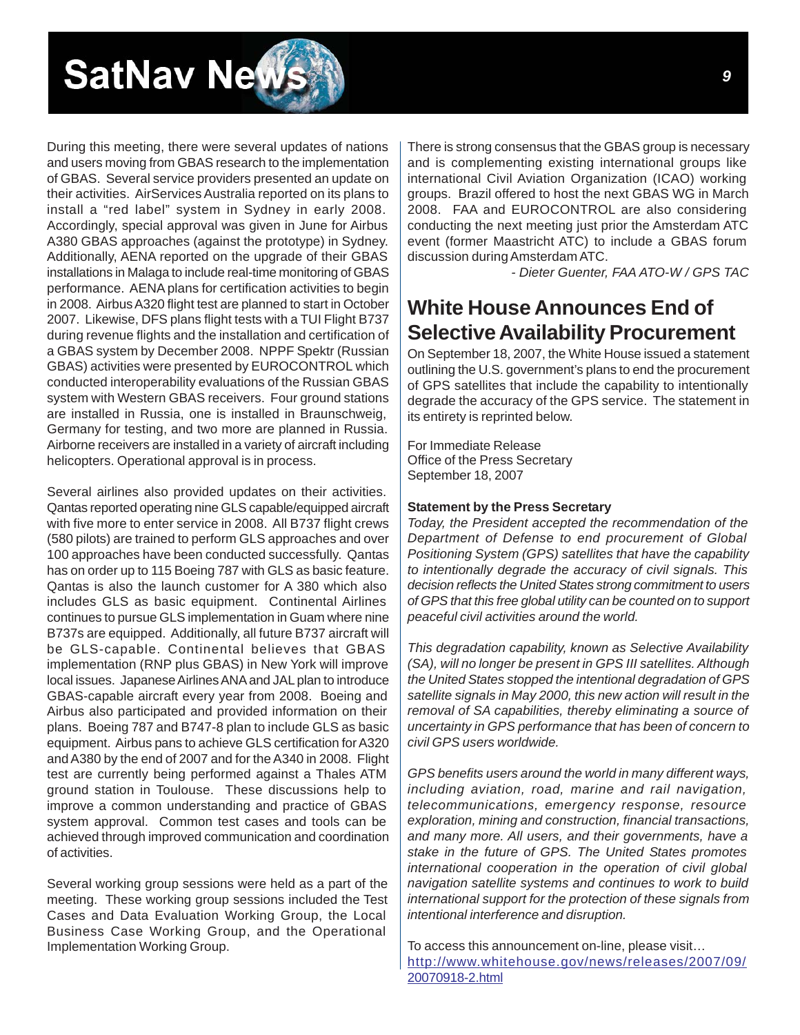During this meeting, there were several updates of nations and users moving from GBAS research to the implementation of GBAS. Several service providers presented an update on their activities. AirServices Australia reported on its plans to install a "red label" system in Sydney in early 2008. Accordingly, special approval was given in June for Airbus A380 GBAS approaches (against the prototype) in Sydney. Additionally, AENA reported on the upgrade of their GBAS installations in Malaga to include real-time monitoring of GBAS performance. AENA plans for certification activities to begin in 2008. Airbus A320 flight test are planned to start in October 2007. Likewise, DFS plans flight tests with a TUI Flight B737 during revenue flights and the installation and certification of a GBAS system by December 2008. NPPF Spektr (Russian GBAS) activities were presented by EUROCONTROL which conducted interoperability evaluations of the Russian GBAS system with Western GBAS receivers. Four ground stations are installed in Russia, one is installed in Braunschweig, Germany for testing, and two more are planned in Russia. Airborne receivers are installed in a variety of aircraft including helicopters. Operational approval is in process.

Several airlines also provided updates on their activities. Qantas reported operating nine GLS capable/equipped aircraft with five more to enter service in 2008. All B737 flight crews (580 pilots) are trained to perform GLS approaches and over 100 approaches have been conducted successfully. Qantas has on order up to 115 Boeing 787 with GLS as basic feature. Qantas is also the launch customer for A 380 which also includes GLS as basic equipment. Continental Airlines continues to pursue GLS implementation in Guam where nine B737s are equipped. Additionally, all future B737 aircraft will be GLS-capable. Continental believes that GBAS implementation (RNP plus GBAS) in New York will improve local issues. Japanese Airlines ANA and JAL plan to introduce GBAS-capable aircraft every year from 2008. Boeing and Airbus also participated and provided information on their plans. Boeing 787 and B747-8 plan to include GLS as basic equipment. Airbus pans to achieve GLS certification for A320 and A380 by the end of 2007 and for the A340 in 2008. Flight test are currently being performed against a Thales ATM ground station in Toulouse. These discussions help to improve a common understanding and practice of GBAS system approval. Common test cases and tools can be achieved through improved communication and coordination of activities.

Several working group sessions were held as a part of the meeting. These working group sessions included the Test Cases and Data Evaluation Working Group, the Local Business Case Working Group, and the Operational Implementation Working Group.

There is strong consensus that the GBAS group is necessary and is complementing existing international groups like international Civil Aviation Organization (ICAO) working groups. Brazil offered to host the next GBAS WG in March 2008. FAA and EUROCONTROL are also considering conducting the next meeting just prior the Amsterdam ATC event (former Maastricht ATC) to include a GBAS forum discussion during Amsterdam ATC.

*- Dieter Guenter, FAA ATO-W / GPS TAC*

## White House Announces End of Selective Availability Procurement

On September 18, 2007, the White House issued a statement outlining the U.S. government's plans to end the procurement of GPS satellites that include the capability to intentionally degrade the accuracy of the GPS service. The statement in its entirety is reprinted below.

For Immediate Release
Office of the Press Secretary
September 18, 2007

**Statement by the Press Secretary**

*Today, the President accepted the recommendation of the Department of Defense to end procurement of Global Positioning System (GPS) satellites that have the capability to intentionally degrade the accuracy of civil signals. This decision reflects the United States strong commitment to users of GPS that this free global utility can be counted on to support peaceful civil activities around the world.*

*This degradation capability, known as Selective Availability (SA), will no longer be present in GPS III satellites. Although the United States stopped the intentional degradation of GPS satellite signals in May 2000, this new action will result in the removal of SA capabilities, thereby eliminating a source of uncertainty in GPS performance that has been of concern to civil GPS users worldwide.*

*GPS benefits users around the world in many different ways, including aviation, road, marine and rail navigation, telecommunications, emergency response, resource exploration, mining and construction, financial transactions, and many more. All users, and their governments, have a stake in the future of GPS. The United States promotes international cooperation in the operation of civil global navigation satellite systems and continues to work to build international support for the protection of these signals from intentional interference and disruption.*

To access this announcement on-line, please visit…
http://www.whitehouse.gov/news/releases/2007/09/20070918-2.html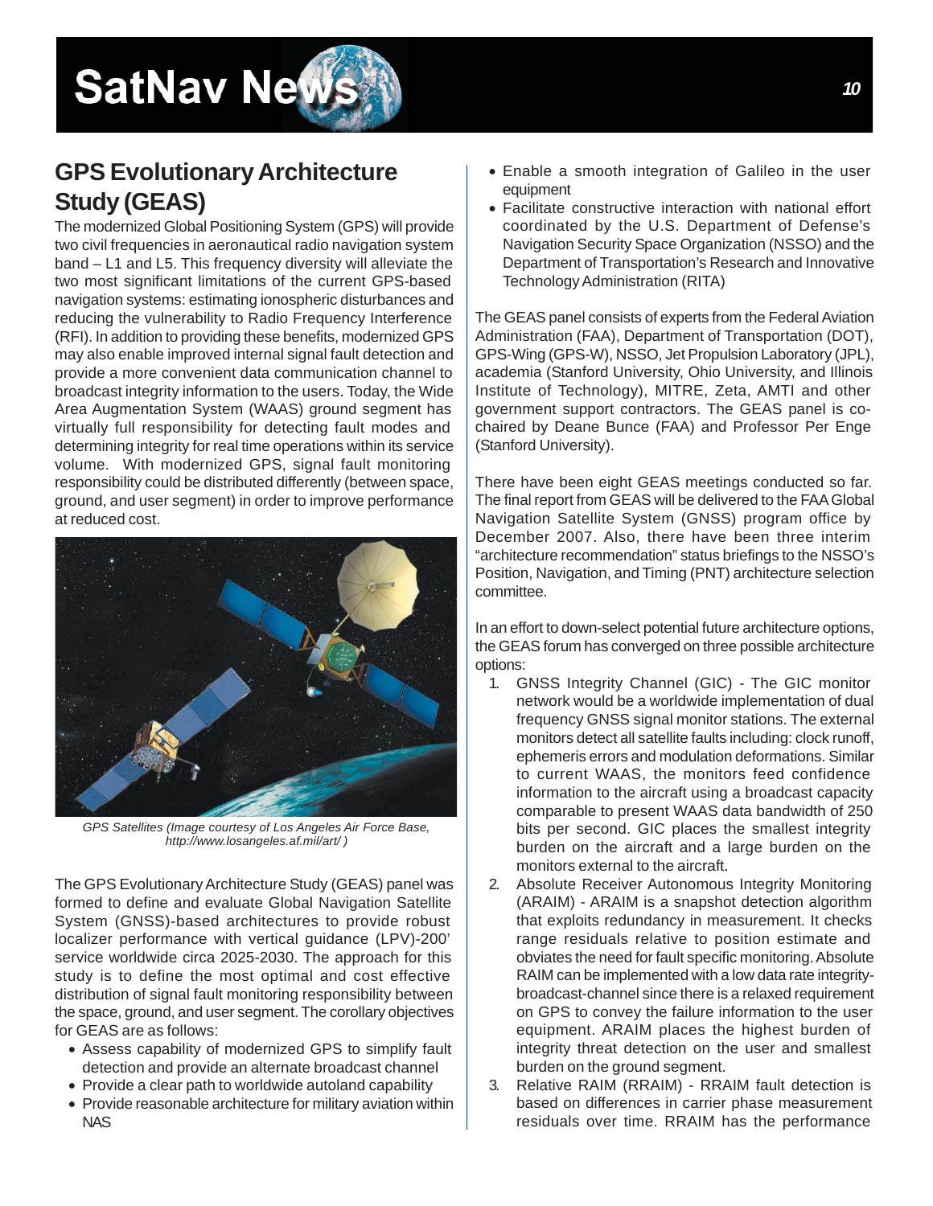## GPS Evolutionary Architecture Study (GEAS)

The modernized Global Positioning System (GPS) will provide two civil frequencies in aeronautical radio navigation system band – L1 and L5. This frequency diversity will alleviate the two most significant limitations of the current GPS-based navigation systems: estimating ionospheric disturbances and reducing the vulnerability to Radio Frequency Interference (RFI). In addition to providing these benefits, modernized GPS may also enable improved internal signal fault detection and provide a more convenient data communication channel to broadcast integrity information to the users. Today, the Wide Area Augmentation System (WAAS) ground segment has virtually full responsibility for detecting fault modes and determining integrity for real time operations within its service volume. With modernized GPS, signal fault monitoring responsibility could be distributed differently (between space, ground, and user segment) in order to improve performance at reduced cost.

*GPS Satellites (Image courtesy of Los Angeles Air Force Base, http://www.losangeles.af.mil/art/ )*

The GPS Evolutionary Architecture Study (GEAS) panel was formed to define and evaluate Global Navigation Satellite System (GNSS)-based architectures to provide robust localizer performance with vertical guidance (LPV)-200' service worldwide circa 2025-2030. The approach for this study is to define the most optimal and cost effective distribution of signal fault monitoring responsibility between the space, ground, and user segment. The corollary objectives for GEAS are as follows:

- Assess capability of modernized GPS to simplify fault detection and provide an alternate broadcast channel
- Provide a clear path to worldwide autoland capability
- Provide reasonable architecture for military aviation within NAS
- Enable a smooth integration of Galileo in the user equipment
- Facilitate constructive interaction with national effort coordinated by the U.S. Department of Defense's Navigation Security Space Organization (NSSO) and the Department of Transportation's Research and Innovative Technology Administration (RITA)

The GEAS panel consists of experts from the Federal Aviation Administration (FAA), Department of Transportation (DOT), GPS-Wing (GPS-W), NSSO, Jet Propulsion Laboratory (JPL), academia (Stanford University, Ohio University, and Illinois Institute of Technology), MITRE, Zeta, AMTI and other government support contractors. The GEAS panel is co-chaired by Deane Bunce (FAA) and Professor Per Enge (Stanford University).

There have been eight GEAS meetings conducted so far. The final report from GEAS will be delivered to the FAA Global Navigation Satellite System (GNSS) program office by December 2007. Also, there have been three interim "architecture recommendation" status briefings to the NSSO's Position, Navigation, and Timing (PNT) architecture selection committee.

In an effort to down-select potential future architecture options, the GEAS forum has converged on three possible architecture options:

1. GNSS Integrity Channel (GIC) - The GIC monitor network would be a worldwide implementation of dual frequency GNSS signal monitor stations. The external monitors detect all satellite faults including: clock runoff, ephemeris errors and modulation deformations. Similar to current WAAS, the monitors feed confidence information to the aircraft using a broadcast capacity comparable to present WAAS data bandwidth of 250 bits per second. GIC places the smallest integrity burden on the aircraft and a large burden on the monitors external to the aircraft.
2. Absolute Receiver Autonomous Integrity Monitoring (ARAIM) - ARAIM is a snapshot detection algorithm that exploits redundancy in measurement. It checks range residuals relative to position estimate and obviates the need for fault specific monitoring. Absolute RAIM can be implemented with a low data rate integrity-broadcast-channel since there is a relaxed requirement on GPS to convey the failure information to the user equipment. ARAIM places the highest burden of integrity threat detection on the user and smallest burden on the ground segment.
3. Relative RAIM (RRAIM) - RRAIM fault detection is based on differences in carrier phase measurement residuals over time. RRAIM has the performance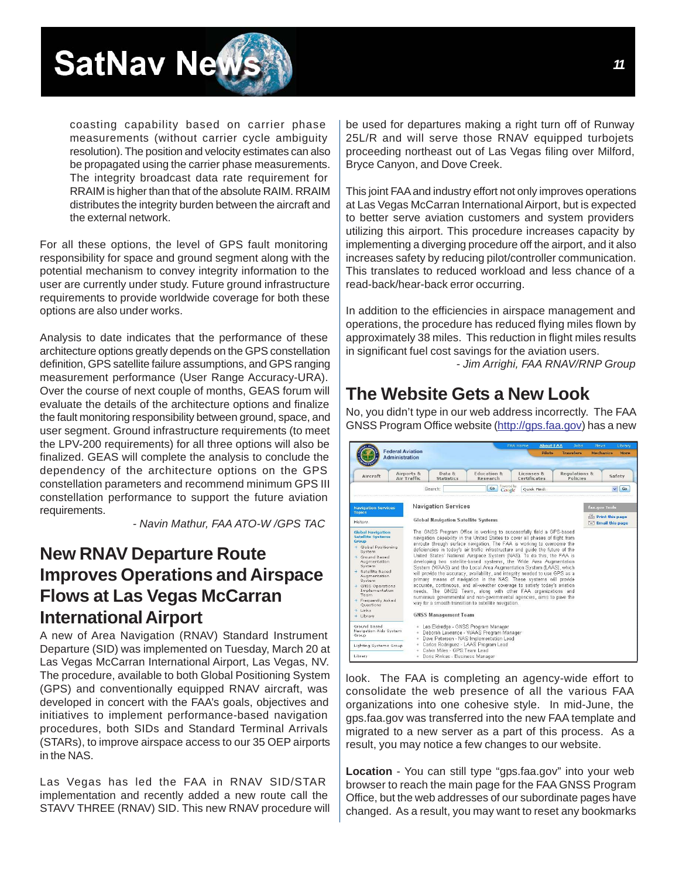coasting capability based on carrier phase measurements (without carrier cycle ambiguity resolution). The position and velocity estimates can also be propagated using the carrier phase measurements. The integrity broadcast data rate requirement for RRAIM is higher than that of the absolute RAIM. RRAIM distributes the integrity burden between the aircraft and the external network.

For all these options, the level of GPS fault monitoring responsibility for space and ground segment along with the potential mechanism to convey integrity information to the user are currently under study. Future ground infrastructure requirements to provide worldwide coverage for both these options are also under works.

Analysis to date indicates that the performance of these architecture options greatly depends on the GPS constellation definition, GPS satellite failure assumptions, and GPS ranging measurement performance (User Range Accuracy-URA). Over the course of next couple of months, GEAS forum will evaluate the details of the architecture options and finalize the fault monitoring responsibility between ground, space, and user segment. Ground infrastructure requirements (to meet the LPV-200 requirements) for all three options will also be finalized. GEAS will complete the analysis to conclude the dependency of the architecture options on the GPS constellation parameters and recommend minimum GPS III constellation performance to support the future aviation requirements.

*- Navin Mathur, FAA ATO-W /GPS TAC*

## New RNAV Departure Route Improves Operations and Airspace Flows at Las Vegas McCarran International Airport

A new of Area Navigation (RNAV) Standard Instrument Departure (SID) was implemented on Tuesday, March 20 at Las Vegas McCarran International Airport, Las Vegas, NV. The procedure, available to both Global Positioning System (GPS) and conventionally equipped RNAV aircraft, was developed in concert with the FAA's goals, objectives and initiatives to implement performance-based navigation procedures, both SIDs and Standard Terminal Arrivals (STARs), to improve airspace access to our 35 OEP airports in the NAS.

Las Vegas has led the FAA in RNAV SID/STAR implementation and recently added a new route call the STAVV THREE (RNAV) SID. This new RNAV procedure will be used for departures making a right turn off of Runway 25L/R and will serve those RNAV equipped turbojets proceeding northeast out of Las Vegas filing over Milford, Bryce Canyon, and Dove Creek.

This joint FAA and industry effort not only improves operations at Las Vegas McCarran International Airport, but is expected to better serve aviation customers and system providers utilizing this airport. This procedure increases capacity by implementing a diverging procedure off the airport, and it also increases safety by reducing pilot/controller communication. This translates to reduced workload and less chance of a read-back/hear-back error occurring.

In addition to the efficiencies in airspace management and operations, the procedure has reduced flying miles flown by approximately 38 miles. This reduction in flight miles results in significant fuel cost savings for the aviation users.

*- Jim Arrighi, FAA RNAV/RNP Group*

## The Website Gets a New Look

No, you didn't type in our web address incorrectly. The FAA GNSS Program Office website (http://gps.faa.gov) has a new look. The FAA is completing an agency-wide effort to consolidate the web presence of all the various FAA organizations into one cohesive style. In mid-June, the gps.faa.gov was transferred into the new FAA template and migrated to a new server as a part of this process. As a result, you may notice a few changes to our website.

**Location** - You can still type "gps.faa.gov" into your web browser to reach the main page for the FAA GNSS Program Office, but the web addresses of our subordinate pages have changed. As a result, you may want to reset any bookmarks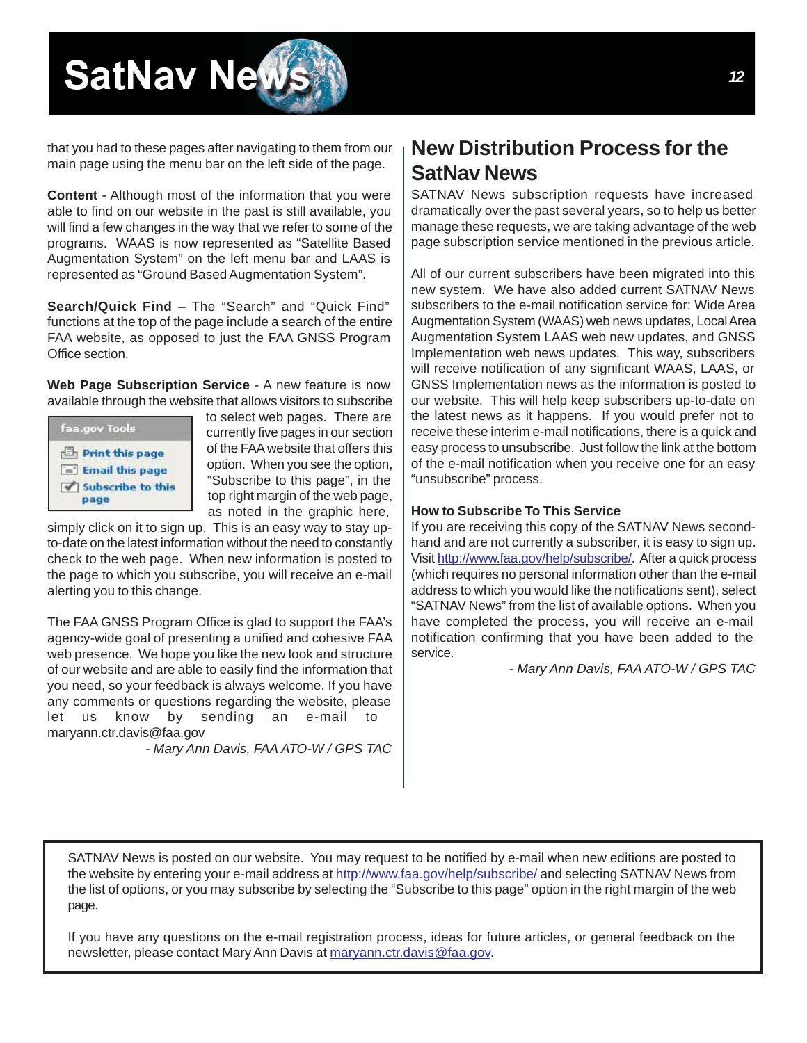that you had to these pages after navigating to them from our main page using the menu bar on the left side of the page.

**Content** - Although most of the information that you were able to find on our website in the past is still available, you will find a few changes in the way that we refer to some of the programs. WAAS is now represented as "Satellite Based Augmentation System" on the left menu bar and LAAS is represented as "Ground Based Augmentation System".

**Search/Quick Find** – The "Search" and "Quick Find" functions at the top of the page include a search of the entire FAA website, as opposed to just the FAA GNSS Program Office section.

**Web Page Subscription Service** - A new feature is now available through the website that allows visitors to subscribe to select web pages. There are currently five pages in our section of the FAA website that offers this option. When you see the option, "Subscribe to this page", in the top right margin of the web page, as noted in the graphic here, simply click on it to sign up. This is an easy way to stay up-to-date on the latest information without the need to constantly check to the web page. When new information is posted to the page to which you subscribe, you will receive an e-mail alerting you to this change.

faa.gov Tools
Print this page
Email this page
Subscribe to this page

The FAA GNSS Program Office is glad to support the FAA's agency-wide goal of presenting a unified and cohesive FAA web presence. We hope you like the new look and structure of our website and are able to easily find the information that you need, so your feedback is always welcome. If you have any comments or questions regarding the website, please let us know by sending an e-mail to maryann.ctr.davis@faa.gov

*- Mary Ann Davis, FAA ATO-W / GPS TAC*

## New Distribution Process for the SatNav News

SATNAV News subscription requests have increased dramatically over the past several years, so to help us better manage these requests, we are taking advantage of the web page subscription service mentioned in the previous article.

All of our current subscribers have been migrated into this new system. We have also added current SATNAV News subscribers to the e-mail notification service for: Wide Area Augmentation System (WAAS) web news updates, Local Area Augmentation System LAAS web new updates, and GNSS Implementation web news updates. This way, subscribers will receive notification of any significant WAAS, LAAS, or GNSS Implementation news as the information is posted to our website. This will help keep subscribers up-to-date on the latest news as it happens. If you would prefer not to receive these interim e-mail notifications, there is a quick and easy process to unsubscribe. Just follow the link at the bottom of the e-mail notification when you receive one for an easy "unsubscribe" process.

### How to Subscribe To This Service

If you are receiving this copy of the SATNAV News second-hand and are not currently a subscriber, it is easy to sign up. Visit http://www.faa.gov/help/subscribe/. After a quick process (which requires no personal information other than the e-mail address to which you would like the notifications sent), select "SATNAV News" from the list of available options. When you have completed the process, you will receive an e-mail notification confirming that you have been added to the service.

*- Mary Ann Davis, FAA ATO-W / GPS TAC*

SATNAV News is posted on our website. You may request to be notified by e-mail when new editions are posted to the website by entering your e-mail address at http://www.faa.gov/help/subscribe/ and selecting SATNAV News from the list of options, or you may subscribe by selecting the "Subscribe to this page" option in the right margin of the web page.

If you have any questions on the e-mail registration process, ideas for future articles, or general feedback on the newsletter, please contact Mary Ann Davis at maryann.ctr.davis@faa.gov.